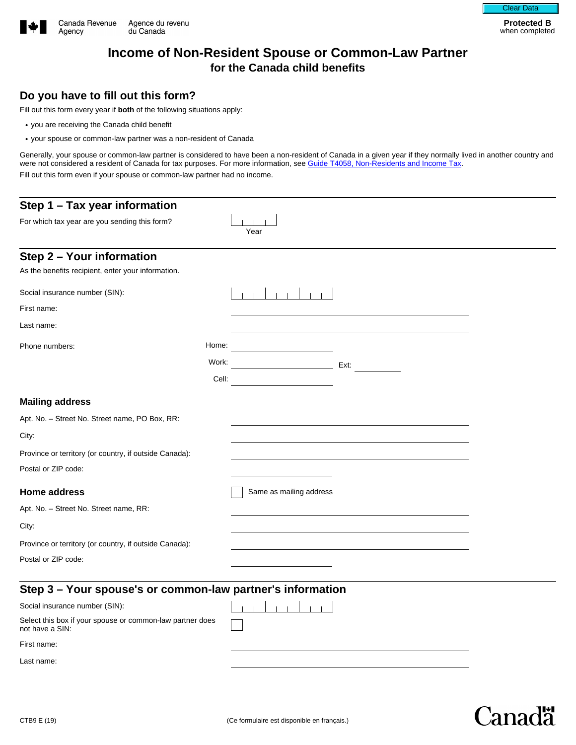Canada Revenue Agency | Agence du revenu du Canada

Clear Data

**Protected B** when completed

# Income of Non-Resident Spouse or Common-Law Partner
## for the Canada child benefits

## Do you have to fill out this form?

Fill out this form every year if **both** of the following situations apply:

- you are receiving the Canada child benefit
- your spouse or common-law partner was a non-resident of Canada

Generally, your spouse or common-law partner is considered to have been a non-resident of Canada in a given year if they normally lived in another country and were not considered a resident of Canada for tax purposes. For more information, see Guide T4058, Non-Residents and Income Tax.

Fill out this form even if your spouse or common-law partner had no income.

## Step 1 – Tax year information

For which tax year are you sending this form? Year: ____

## Step 2 – Your information

As the benefits recipient, enter your information.

Social insurance number (SIN): ____

First name: ____

Last name: ____

Phone numbers:
- Home: ____
- Work: ____ Ext: ____
- Cell: ____

### Mailing address

Apt. No. – Street No. Street name, PO Box, RR: ____

City: ____

Province or territory (or country, if outside Canada): ____

Postal or ZIP code: ____

### Home address

☐ Same as mailing address

Apt. No. – Street No. Street name, RR: ____

City: ____

Province or territory (or country, if outside Canada): ____

Postal or ZIP code: ____

## Step 3 – Your spouse's or common-law partner's information

Social insurance number (SIN): ____

Select this box if your spouse or common-law partner does not have a SIN: ☐

First name: ____

Last name: ____

CTB9 E (19)

(Ce formulaire est disponible en français.)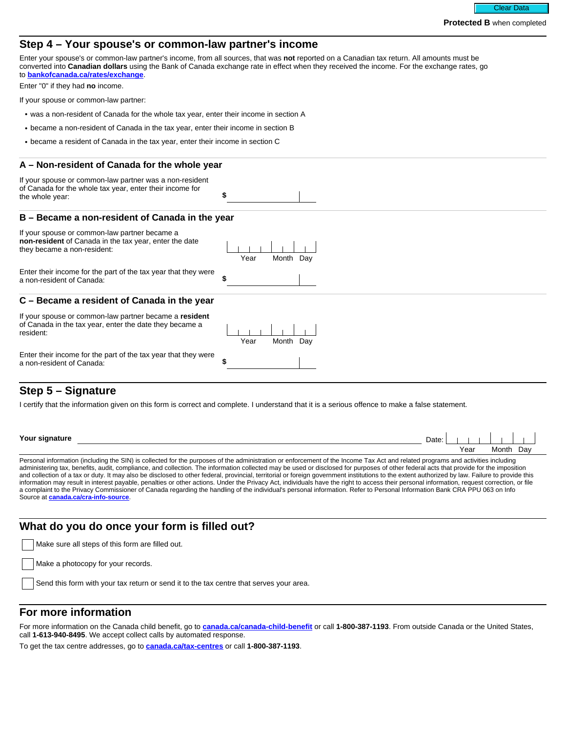Clear Data

**Protected B** when completed

## Step 4 – Your spouse's or common-law partner's income

Enter your spouse's or common-law partner's income, from all sources, that was **not** reported on a Canadian tax return. All amounts must be converted into **Canadian dollars** using the Bank of Canada exchange rate in effect when they received the income. For the exchange rates, go to **bankofcanada.ca/rates/exchange**.

Enter "0" if they had **no** income.

If your spouse or common-law partner:

- was a non-resident of Canada for the whole tax year, enter their income in section A
- became a non-resident of Canada in the tax year, enter their income in section B
- became a resident of Canada in the tax year, enter their income in section C

### A – Non-resident of Canada for the whole year

If your spouse or common-law partner was a non-resident of Canada for the whole tax year, enter their income for the whole year: $ ________

### B – Became a non-resident of Canada in the year

If your spouse or common-law partner became a **non-resident** of Canada in the tax year, enter the date they became a non-resident: Year ____ Month ____ Day ____

Enter their income for the part of the tax year that they were a non-resident of Canada: $ ________

### C – Became a resident of Canada in the year

If your spouse or common-law partner became a **resident** of Canada in the tax year, enter the date they became a resident: Year ____ Month ____ Day ____

Enter their income for the part of the tax year that they were a non-resident of Canada: $ ________

## Step 5 – Signature

I certify that the information given on this form is correct and complete. I understand that it is a serious offence to make a false statement.

**Your signature** ______________________________ Date: Year ____ Month ____ Day ____

Personal information (including the SIN) is collected for the purposes of the administration or enforcement of the Income Tax Act and related programs and activities including administering tax, benefits, audit, compliance, and collection. The information collected may be used or disclosed for purposes of other federal acts that provide for the imposition and collection of a tax or duty. It may also be disclosed to other federal, provincial, territorial or foreign government institutions to the extent authorized by law. Failure to provide this information may result in interest payable, penalties or other actions. Under the Privacy Act, individuals have the right to access their personal information, request correction, or file a complaint to the Privacy Commissioner of Canada regarding the handling of the individual's personal information. Refer to Personal Information Bank CRA PPU 063 on Info Source at **canada.ca/cra-info-source**.

## What do you do once your form is filled out?

- [ ] Make sure all steps of this form are filled out.
- [ ] Make a photocopy for your records.
- [ ] Send this form with your tax return or send it to the tax centre that serves your area.

## For more information

For more information on the Canada child benefit, go to **canada.ca/canada-child-benefit** or call **1-800-387-1193**. From outside Canada or the United States, call **1-613-940-8495**. We accept collect calls by automated response.

To get the tax centre addresses, go to **canada.ca/tax-centres** or call **1-800-387-1193**.